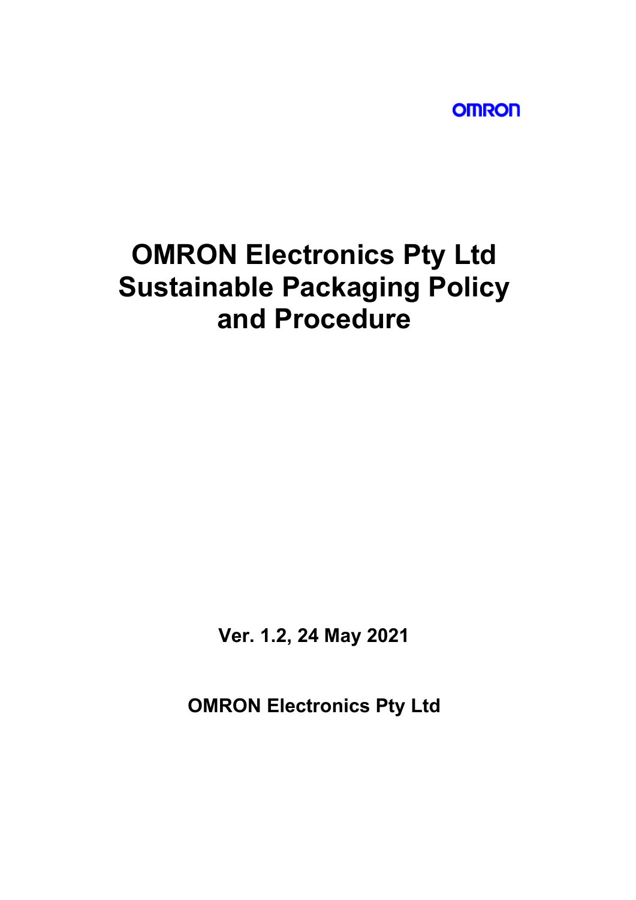OMRON

# OMRON Electronics Pty Ltd Sustainable Packaging Policy and Procedure

**Ver. 1.2, 24 May 2021**

**OMRON Electronics Pty Ltd**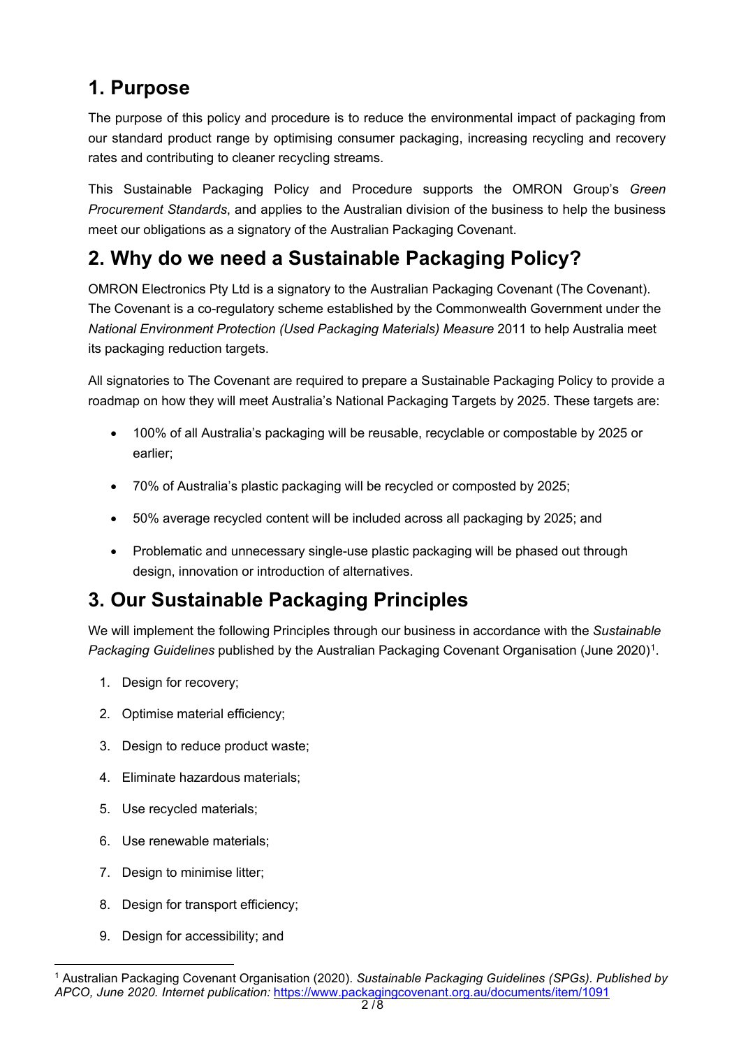## 1. Purpose

The purpose of this policy and procedure is to reduce the environmental impact of packaging from our standard product range by optimising consumer packaging, increasing recycling and recovery rates and contributing to cleaner recycling streams.

This Sustainable Packaging Policy and Procedure supports the OMRON Group's *Green Procurement Standards*, and applies to the Australian division of the business to help the business meet our obligations as a signatory of the Australian Packaging Covenant.

## 2. Why do we need a Sustainable Packaging Policy?

OMRON Electronics Pty Ltd is a signatory to the Australian Packaging Covenant (The Covenant). The Covenant is a co-regulatory scheme established by the Commonwealth Government under the *National Environment Protection (Used Packaging Materials) Measure* 2011 to help Australia meet its packaging reduction targets.

All signatories to The Covenant are required to prepare a Sustainable Packaging Policy to provide a roadmap on how they will meet Australia's National Packaging Targets by 2025. These targets are:

- 100% of all Australia's packaging will be reusable, recyclable or compostable by 2025 or earlier;
- 70% of Australia's plastic packaging will be recycled or composted by 2025;
- 50% average recycled content will be included across all packaging by 2025; and
- Problematic and unnecessary single-use plastic packaging will be phased out through design, innovation or introduction of alternatives.

## 3. Our Sustainable Packaging Principles

We will implement the following Principles through our business in accordance with the *Sustainable Packaging Guidelines* published by the Australian Packaging Covenant Organisation (June 2020)[1].

1. Design for recovery;
2. Optimise material efficiency;
3. Design to reduce product waste;
4. Eliminate hazardous materials;
5. Use recycled materials;
6. Use renewable materials;
7. Design to minimise litter;
8. Design for transport efficiency;
9. Design for accessibility; and

[1] Australian Packaging Covenant Organisation (2020). *Sustainable Packaging Guidelines (SPGs). Published by APCO, June 2020. Internet publication:* https://www.packagingcovenant.org.au/documents/item/1091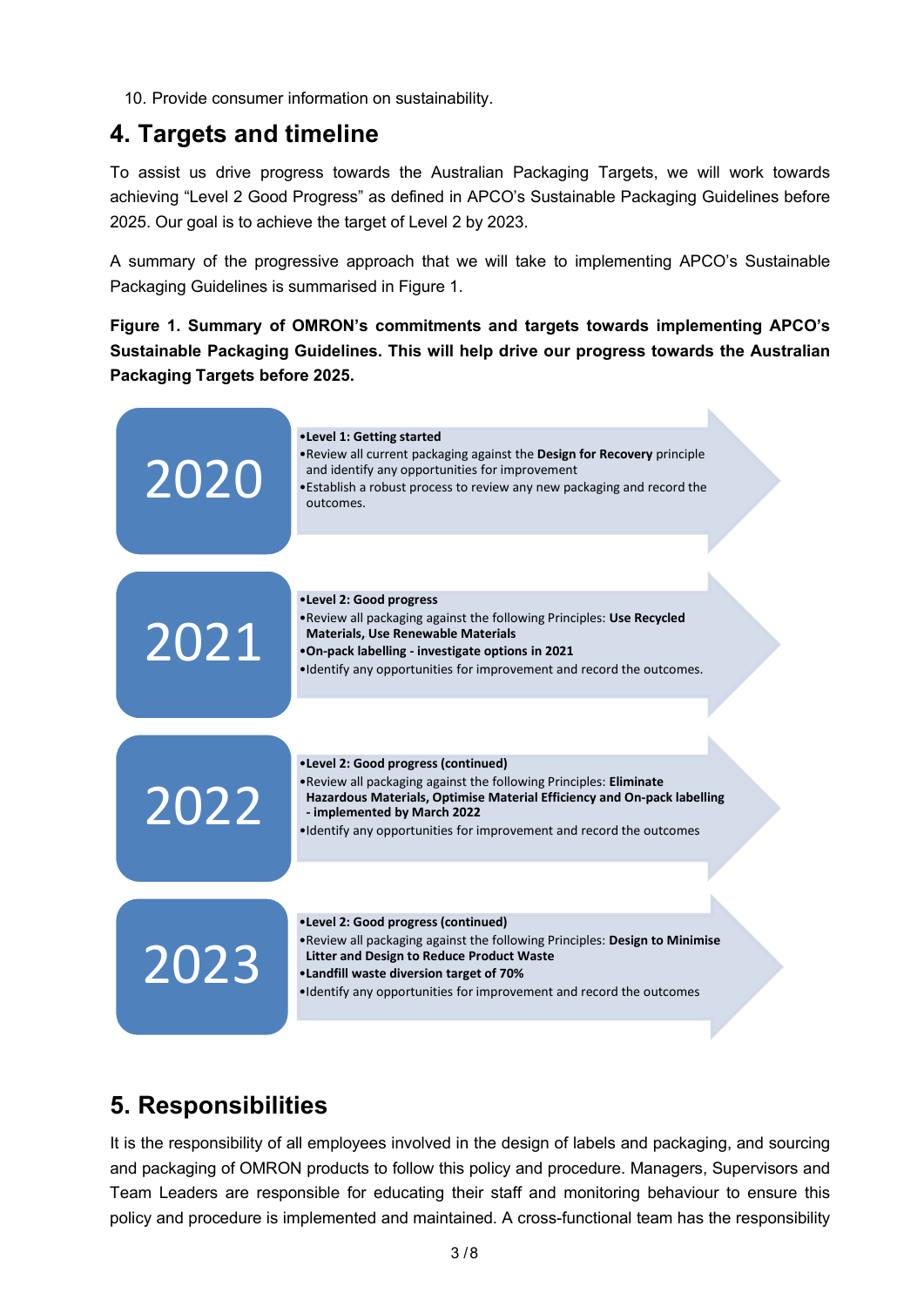10. Provide consumer information on sustainability.

## 4. Targets and timeline

To assist us drive progress towards the Australian Packaging Targets, we will work towards achieving "Level 2 Good Progress" as defined in APCO's Sustainable Packaging Guidelines before 2025. Our goal is to achieve the target of Level 2 by 2023.

A summary of the progressive approach that we will take to implementing APCO's Sustainable Packaging Guidelines is summarised in Figure 1.

**Figure 1. Summary of OMRON's commitments and targets towards implementing APCO's Sustainable Packaging Guidelines. This will help drive our progress towards the Australian Packaging Targets before 2025.**

**2020**

- **Level 1: Getting started**
- Review all current packaging against the **Design for Recovery** principle and identify any opportunities for improvement
- Establish a robust process to review any new packaging and record the outcomes.

**2021**

- **Level 2: Good progress**
- Review all packaging against the following Principles: **Use Recycled Materials, Use Renewable Materials**
- **On-pack labelling - investigate options in 2021**
- Identify any opportunities for improvement and record the outcomes.

**2022**

- **Level 2: Good progress (continued)**
- Review all packaging against the following Principles: **Eliminate Hazardous Materials, Optimise Material Efficiency and On-pack labelling - implemented by March 2022**
- Identify any opportunities for improvement and record the outcomes

**2023**

- **Level 2: Good progress (continued)**
- Review all packaging against the following Principles: **Design to Minimise Litter and Design to Reduce Product Waste**
- **Landfill waste diversion target of 70%**
- Identify any opportunities for improvement and record the outcomes

## 5. Responsibilities

It is the responsibility of all employees involved in the design of labels and packaging, and sourcing and packaging of OMRON products to follow this policy and procedure. Managers, Supervisors and Team Leaders are responsible for educating their staff and monitoring behaviour to ensure this policy and procedure is implemented and maintained. A cross-functional team has the responsibility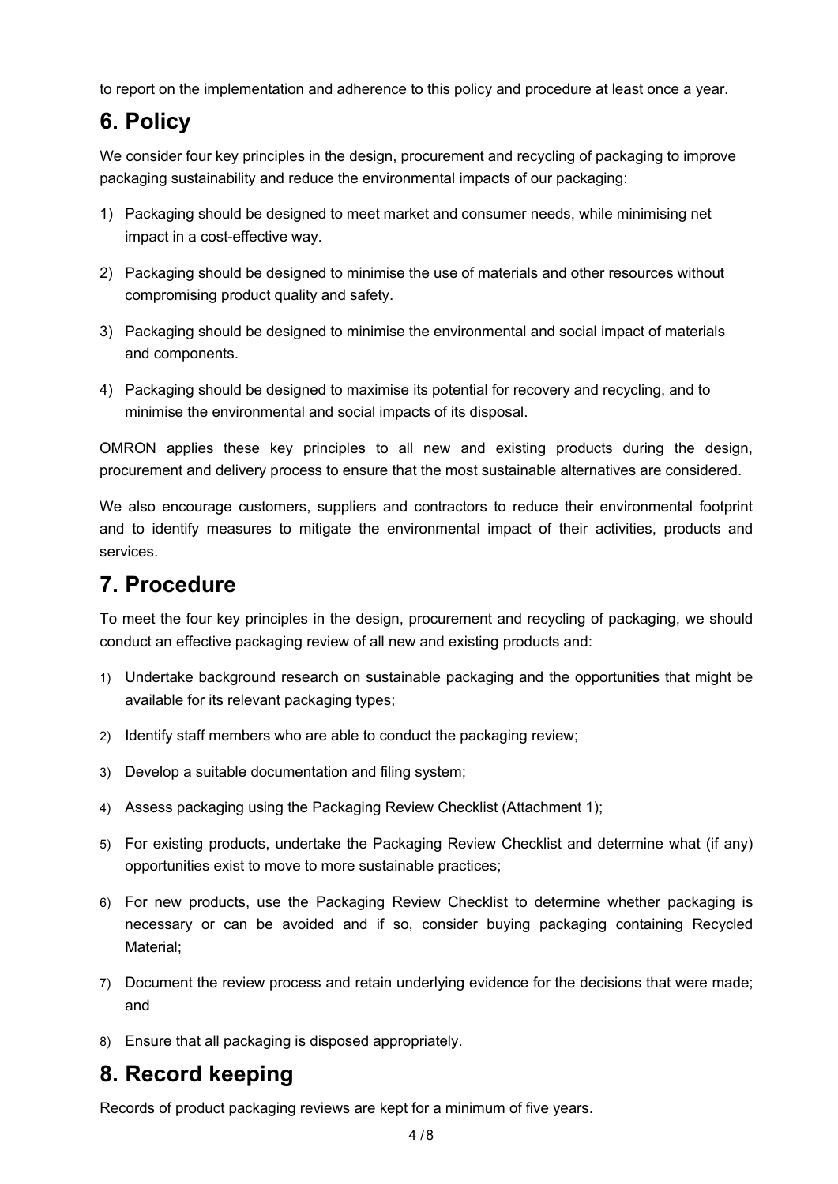to report on the implementation and adherence to this policy and procedure at least once a year.

## 6. Policy

We consider four key principles in the design, procurement and recycling of packaging to improve packaging sustainability and reduce the environmental impacts of our packaging:

1) Packaging should be designed to meet market and consumer needs, while minimising net impact in a cost-effective way.
2) Packaging should be designed to minimise the use of materials and other resources without compromising product quality and safety.
3) Packaging should be designed to minimise the environmental and social impact of materials and components.
4) Packaging should be designed to maximise its potential for recovery and recycling, and to minimise the environmental and social impacts of its disposal.

OMRON applies these key principles to all new and existing products during the design, procurement and delivery process to ensure that the most sustainable alternatives are considered.

We also encourage customers, suppliers and contractors to reduce their environmental footprint and to identify measures to mitigate the environmental impact of their activities, products and services.

## 7. Procedure

To meet the four key principles in the design, procurement and recycling of packaging, we should conduct an effective packaging review of all new and existing products and:

1) Undertake background research on sustainable packaging and the opportunities that might be available for its relevant packaging types;
2) Identify staff members who are able to conduct the packaging review;
3) Develop a suitable documentation and filing system;
4) Assess packaging using the Packaging Review Checklist (Attachment 1);
5) For existing products, undertake the Packaging Review Checklist and determine what (if any) opportunities exist to move to more sustainable practices;
6) For new products, use the Packaging Review Checklist to determine whether packaging is necessary or can be avoided and if so, consider buying packaging containing Recycled Material;
7) Document the review process and retain underlying evidence for the decisions that were made; and
8) Ensure that all packaging is disposed appropriately.

## 8. Record keeping

Records of product packaging reviews are kept for a minimum of five years.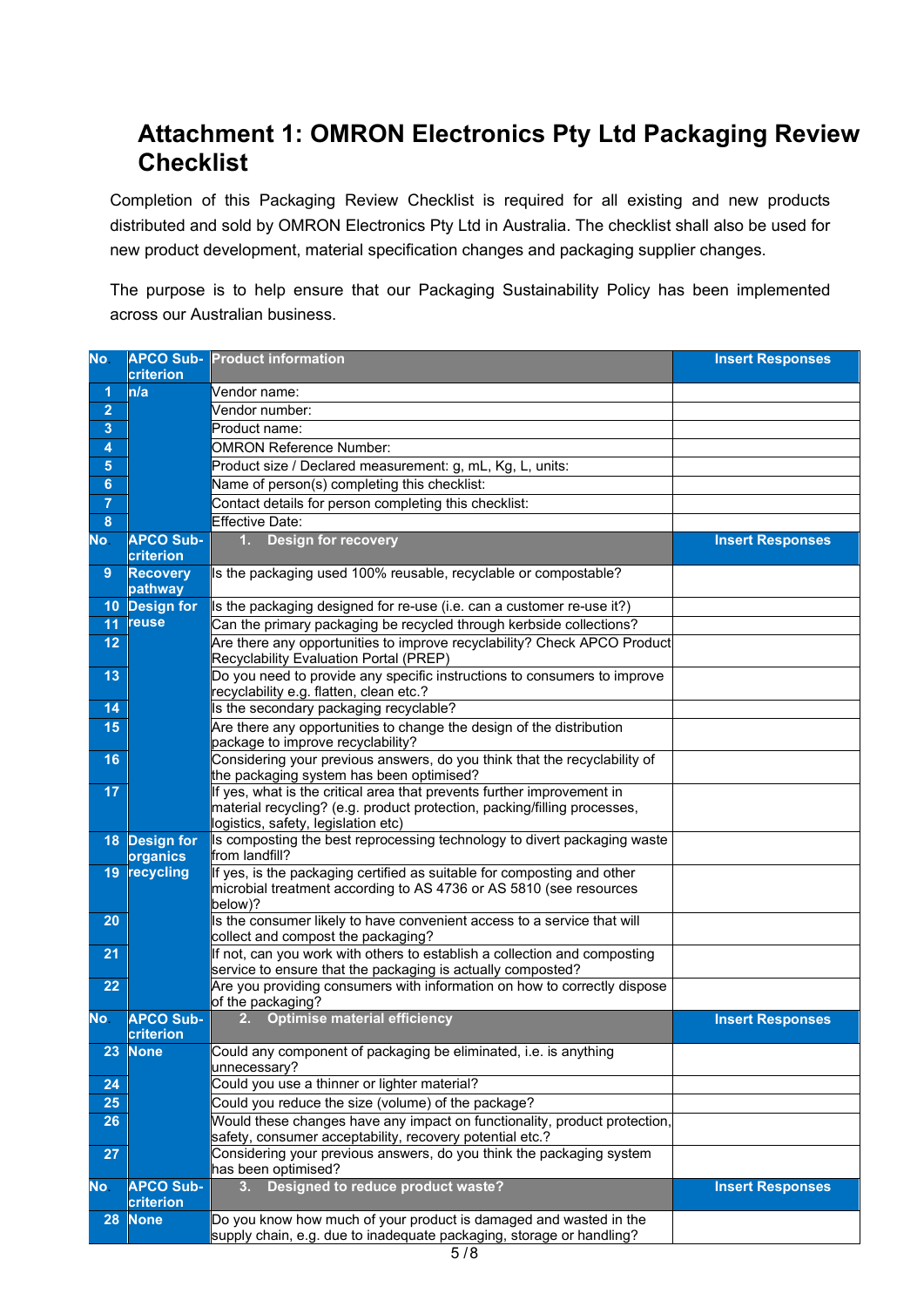# Attachment 1: OMRON Electronics Pty Ltd Packaging Review Checklist

Completion of this Packaging Review Checklist is required for all existing and new products distributed and sold by OMRON Electronics Pty Ltd in Australia. The checklist shall also be used for new product development, material specification changes and packaging supplier changes.

The purpose is to help ensure that our Packaging Sustainability Policy has been implemented across our Australian business.

| No | APCO Sub-criterion | Product information | Insert Responses |
|---|---|---|---|
| 1 | n/a | Vendor name: | |
| 2 | | Vendor number: | |
| 3 | | Product name: | |
| 4 | | OMRON Reference Number: | |
| 5 | | Product size / Declared measurement: g, mL, Kg, L, units: | |
| 6 | | Name of person(s) completing this checklist: | |
| 7 | | Contact details for person completing this checklist: | |
| 8 | | Effective Date: | |
| **No** | **APCO Sub-criterion** | **1. Design for recovery** | **Insert Responses** |
| 9 | Recovery pathway | Is the packaging used 100% reusable, recyclable or compostable? | |
| 10 | Design for reuse | Is the packaging designed for re-use (i.e. can a customer re-use it?) | |
| 11 | | Can the primary packaging be recycled through kerbside collections? | |
| 12 | | Are there any opportunities to improve recyclability? Check APCO Product Recyclability Evaluation Portal (PREP) | |
| 13 | | Do you need to provide any specific instructions to consumers to improve recyclability e.g. flatten, clean etc.? | |
| 14 | | Is the secondary packaging recyclable? | |
| 15 | | Are there any opportunities to change the design of the distribution package to improve recyclability? | |
| 16 | | Considering your previous answers, do you think that the recyclability of the packaging system has been optimised? | |
| 17 | | If yes, what is the critical area that prevents further improvement in material recycling? (e.g. product protection, packing/filling processes, logistics, safety, legislation etc) | |
| 18 | Design for organics recycling | Is composting the best reprocessing technology to divert packaging waste from landfill? | |
| 19 | | If yes, is the packaging certified as suitable for composting and other microbial treatment according to AS 4736 or AS 5810 (see resources below)? | |
| 20 | | Is the consumer likely to have convenient access to a service that will collect and compost the packaging? | |
| 21 | | If not, can you work with others to establish a collection and composting service to ensure that the packaging is actually composted? | |
| 22 | | Are you providing consumers with information on how to correctly dispose of the packaging? | |
| **No** | **APCO Sub-criterion** | **2. Optimise material efficiency** | **Insert Responses** |
| 23 | None | Could any component of packaging be eliminated, i.e. is anything unnecessary? | |
| 24 | | Could you use a thinner or lighter material? | |
| 25 | | Could you reduce the size (volume) of the package? | |
| 26 | | Would these changes have any impact on functionality, product protection, safety, consumer acceptability, recovery potential etc.? | |
| 27 | | Considering your previous answers, do you think the packaging system has been optimised? | |
| **No** | **APCO Sub-criterion** | **3. Designed to reduce product waste?** | **Insert Responses** |
| 28 | None | Do you know how much of your product is damaged and wasted in the supply chain, e.g. due to inadequate packaging, storage or handling? | |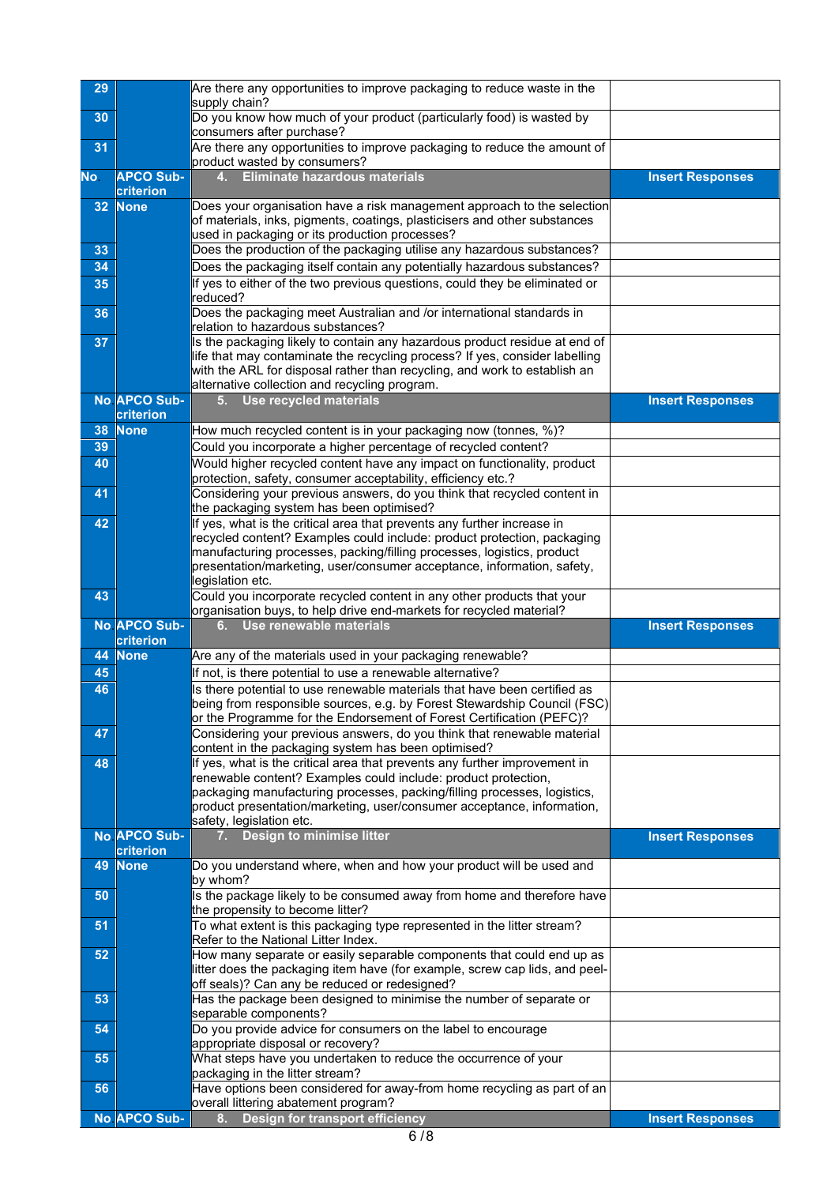| 29 | | Are there any opportunities to improve packaging to reduce waste in the supply chain? | |
|---|---|---|---|
| 30 | | Do you know how much of your product (particularly food) is wasted by consumers after purchase? | |
| 31 | | Are there any opportunities to improve packaging to reduce the amount of product wasted by consumers? | |
| **No** | **APCO Sub-criterion** | **4. Eliminate hazardous materials** | **Insert Responses** |
| 32 | None | Does your organisation have a risk management approach to the selection of materials, inks, pigments, coatings, plasticisers and other substances used in packaging or its production processes? | |
| 33 | | Does the production of the packaging utilise any hazardous substances? | |
| 34 | | Does the packaging itself contain any potentially hazardous substances? | |
| 35 | | If yes to either of the two previous questions, could they be eliminated or reduced? | |
| 36 | | Does the packaging meet Australian and /or international standards in relation to hazardous substances? | |
| 37 | | Is the packaging likely to contain any hazardous product residue at end of life that may contaminate the recycling process? If yes, consider labelling with the ARL for disposal rather than recycling, and work to establish an alternative collection and recycling program. | |
| **No** | **APCO Sub-criterion** | **5. Use recycled materials** | **Insert Responses** |
| 38 | None | How much recycled content is in your packaging now (tonnes, %)? | |
| 39 | | Could you incorporate a higher percentage of recycled content? | |
| 40 | | Would higher recycled content have any impact on functionality, product protection, safety, consumer acceptability, efficiency etc.? | |
| 41 | | Considering your previous answers, do you think that recycled content in the packaging system has been optimised? | |
| 42 | | If yes, what is the critical area that prevents any further increase in recycled content? Examples could include: product protection, packaging manufacturing processes, packing/filling processes, logistics, product presentation/marketing, user/consumer acceptance, information, safety, legislation etc. | |
| 43 | | Could you incorporate recycled content in any other products that your organisation buys, to help drive end-markets for recycled material? | |
| **No** | **APCO Sub-criterion** | **6. Use renewable materials** | **Insert Responses** |
| 44 | None | Are any of the materials used in your packaging renewable? | |
| 45 | | If not, is there potential to use a renewable alternative? | |
| 46 | | Is there potential to use renewable materials that have been certified as being from responsible sources, e.g. by Forest Stewardship Council (FSC) or the Programme for the Endorsement of Forest Certification (PEFC)? | |
| 47 | | Considering your previous answers, do you think that renewable material content in the packaging system has been optimised? | |
| 48 | | If yes, what is the critical area that prevents any further improvement in renewable content? Examples could include: product protection, packaging manufacturing processes, packing/filling processes, logistics, product presentation/marketing, user/consumer acceptance, information, safety, legislation etc. | |
| **No** | **APCO Sub-criterion** | **7. Design to minimise litter** | **Insert Responses** |
| 49 | None | Do you understand where, when and how your product will be used and by whom? | |
| 50 | | Is the package likely to be consumed away from home and therefore have the propensity to become litter? | |
| 51 | | To what extent is this packaging type represented in the litter stream? Refer to the National Litter Index. | |
| 52 | | How many separate or easily separable components that could end up as litter does the packaging item have (for example, screw cap lids, and peel-off seals)? Can any be reduced or redesigned? | |
| 53 | | Has the package been designed to minimise the number of separate or separable components? | |
| 54 | | Do you provide advice for consumers on the label to encourage appropriate disposal or recovery? | |
| 55 | | What steps have you undertaken to reduce the occurrence of your packaging in the litter stream? | |
| 56 | | Have options been considered for away-from home recycling as part of an overall littering abatement program? | |
| **No** | **APCO Sub-** | **8. Design for transport efficiency** | **Insert Responses** |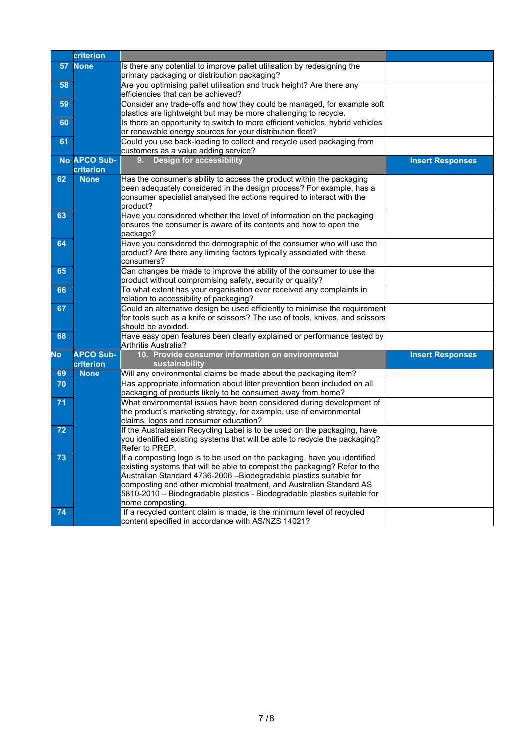| No | APCO Sub-criterion | | |
|---|---|---|---|
| 57 | None | Is there any potential to improve pallet utilisation by redesigning the primary packaging or distribution packaging? | |
| 58 | | Are you optimising pallet utilisation and truck height? Are there any efficiencies that can be achieved? | |
| 59 | | Consider any trade-offs and how they could be managed, for example soft plastics are lightweight but may be more challenging to recycle. | |
| 60 | | Is there an opportunity to switch to more efficient vehicles, hybrid vehicles or renewable energy sources for your distribution fleet? | |
| 61 | | Could you use back-loading to collect and recycle used packaging from customers as a value adding service? | |
| **No** | **APCO Sub-criterion** | **9. Design for accessibility** | **Insert Responses** |
| 62 | None | Has the consumer's ability to access the product within the packaging been adequately considered in the design process? For example, has a consumer specialist analysed the actions required to interact with the product? | |
| 63 | | Have you considered whether the level of information on the packaging ensures the consumer is aware of its contents and how to open the package? | |
| 64 | | Have you considered the demographic of the consumer who will use the product? Are there any limiting factors typically associated with these consumers? | |
| 65 | | Can changes be made to improve the ability of the consumer to use the product without compromising safety, security or quality? | |
| 66 | | To what extent has your organisation ever received any complaints in relation to accessibility of packaging? | |
| 67 | | Could an alternative design be used efficiently to minimise the requirement for tools such as a knife or scissors? The use of tools, knives, and scissors should be avoided. | |
| 68 | | Have easy open features been clearly explained or performance tested by Arthritis Australia? | |
| **No** | **APCO Sub-criterion** | **10. Provide consumer information on environmental sustainability** | **Insert Responses** |
| 69 | None | Will any environmental claims be made about the packaging item? | |
| 70 | | Has appropriate information about litter prevention been included on all packaging of products likely to be consumed away from home? | |
| 71 | | What environmental issues have been considered during development of the product's marketing strategy, for example, use of environmental claims, logos and consumer education? | |
| 72 | | If the Australasian Recycling Label is to be used on the packaging, have you identified existing systems that will be able to recycle the packaging? Refer to PREP. | |
| 73 | | If a composting logo is to be used on the packaging, have you identified existing systems that will be able to compost the packaging? Refer to the Australian Standard 4736-2006 –Biodegradable plastics suitable for composting and other microbial treatment, and Australian Standard AS 5810-2010 – Biodegradable plastics - Biodegradable plastics suitable for home composting. | |
| 74 | | If a recycled content claim is made, is the minimum level of recycled content specified in accordance with AS/NZS 14021? | |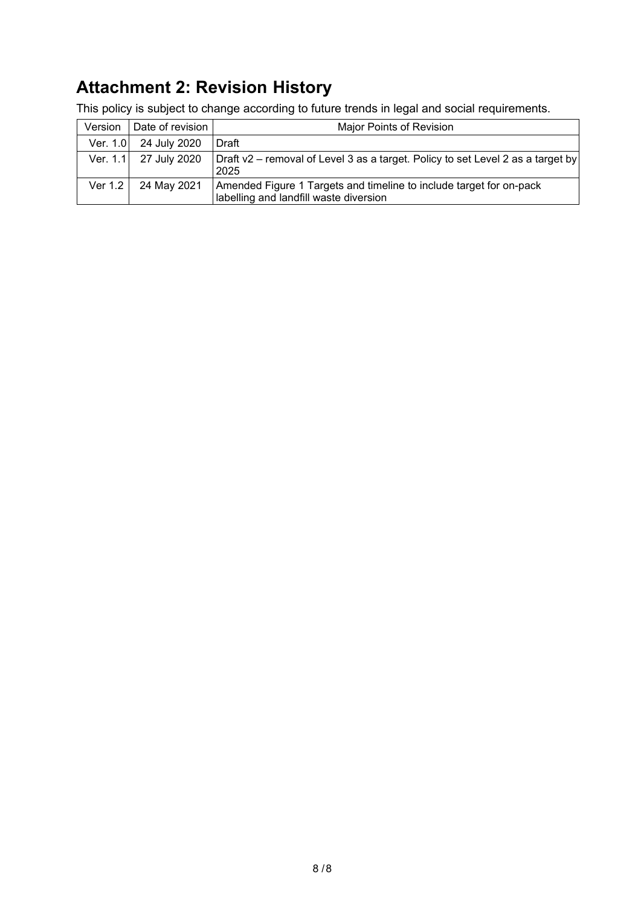## Attachment 2: Revision History

This policy is subject to change according to future trends in legal and social requirements.

| Version | Date of revision | Major Points of Revision |
|---|---|---|
| Ver. 1.0 | 24 July 2020 | Draft |
| Ver. 1.1 | 27 July 2020 | Draft v2 – removal of Level 3 as a target. Policy to set Level 2 as a target by 2025 |
| Ver 1.2 | 24 May 2021 | Amended Figure 1 Targets and timeline to include target for on-pack labelling and landfill waste diversion |